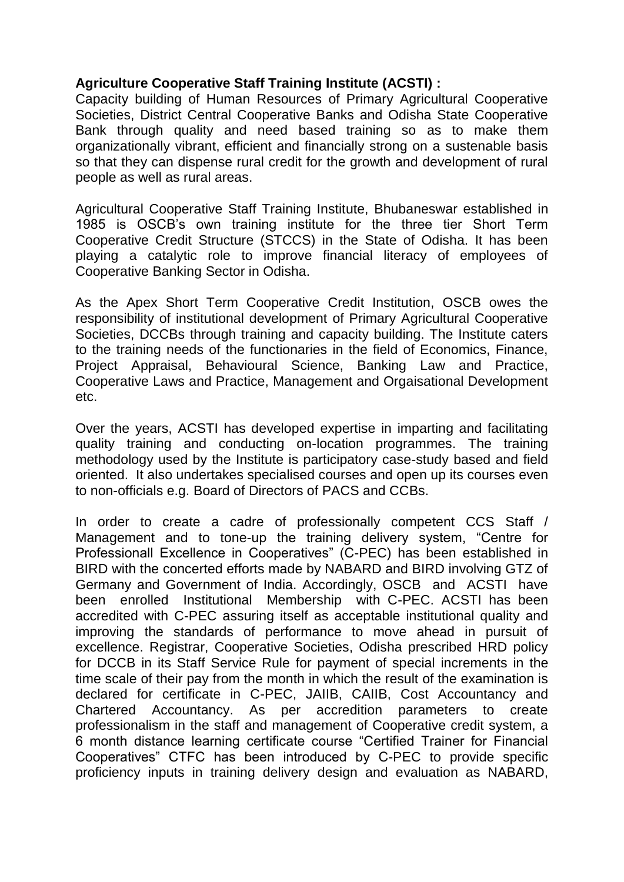**Agriculture Cooperative Staff Training Institute (ACSTI) :**

Capacity building of Human Resources of Primary Agricultural Cooperative Societies, District Central Cooperative Banks and Odisha State Cooperative Bank through quality and need based training so as to make them organizationally vibrant, efficient and financially strong on a sustenable basis so that they can dispense rural credit for the growth and development of rural people as well as rural areas.

Agricultural Cooperative Staff Training Institute, Bhubaneswar established in 1985 is OSCB's own training institute for the three tier Short Term Cooperative Credit Structure (STCCS) in the State of Odisha. It has been playing a catalytic role to improve financial literacy of employees of Cooperative Banking Sector in Odisha.

As the Apex Short Term Cooperative Credit Institution, OSCB owes the responsibility of institutional development of Primary Agricultural Cooperative Societies, DCCBs through training and capacity building. The Institute caters to the training needs of the functionaries in the field of Economics, Finance, Project Appraisal, Behavioural Science, Banking Law and Practice, Cooperative Laws and Practice, Management and Orgaisational Development etc.

Over the years, ACSTI has developed expertise in imparting and facilitating quality training and conducting on-location programmes. The training methodology used by the Institute is participatory case-study based and field oriented. It also undertakes specialised courses and open up its courses even to non-officials e.g. Board of Directors of PACS and CCBs.

In order to create a cadre of professionally competent CCS Staff / Management and to tone-up the training delivery system, "Centre for Professionall Excellence in Cooperatives" (C-PEC) has been established in BIRD with the concerted efforts made by NABARD and BIRD involving GTZ of Germany and Government of India. Accordingly, OSCB and ACSTI have been enrolled Institutional Membership with C-PEC. ACSTI has been accredited with C-PEC assuring itself as acceptable institutional quality and improving the standards of performance to move ahead in pursuit of excellence. Registrar, Cooperative Societies, Odisha prescribed HRD policy for DCCB in its Staff Service Rule for payment of special increments in the time scale of their pay from the month in which the result of the examination is declared for certificate in C-PEC, JAIIB, CAIIB, Cost Accountancy and Chartered Accountancy. As per accredition parameters to create professionalism in the staff and management of Cooperative credit system, a 6 month distance learning certificate course "Certified Trainer for Financial Cooperatives" CTFC has been introduced by C-PEC to provide specific proficiency inputs in training delivery design and evaluation as NABARD,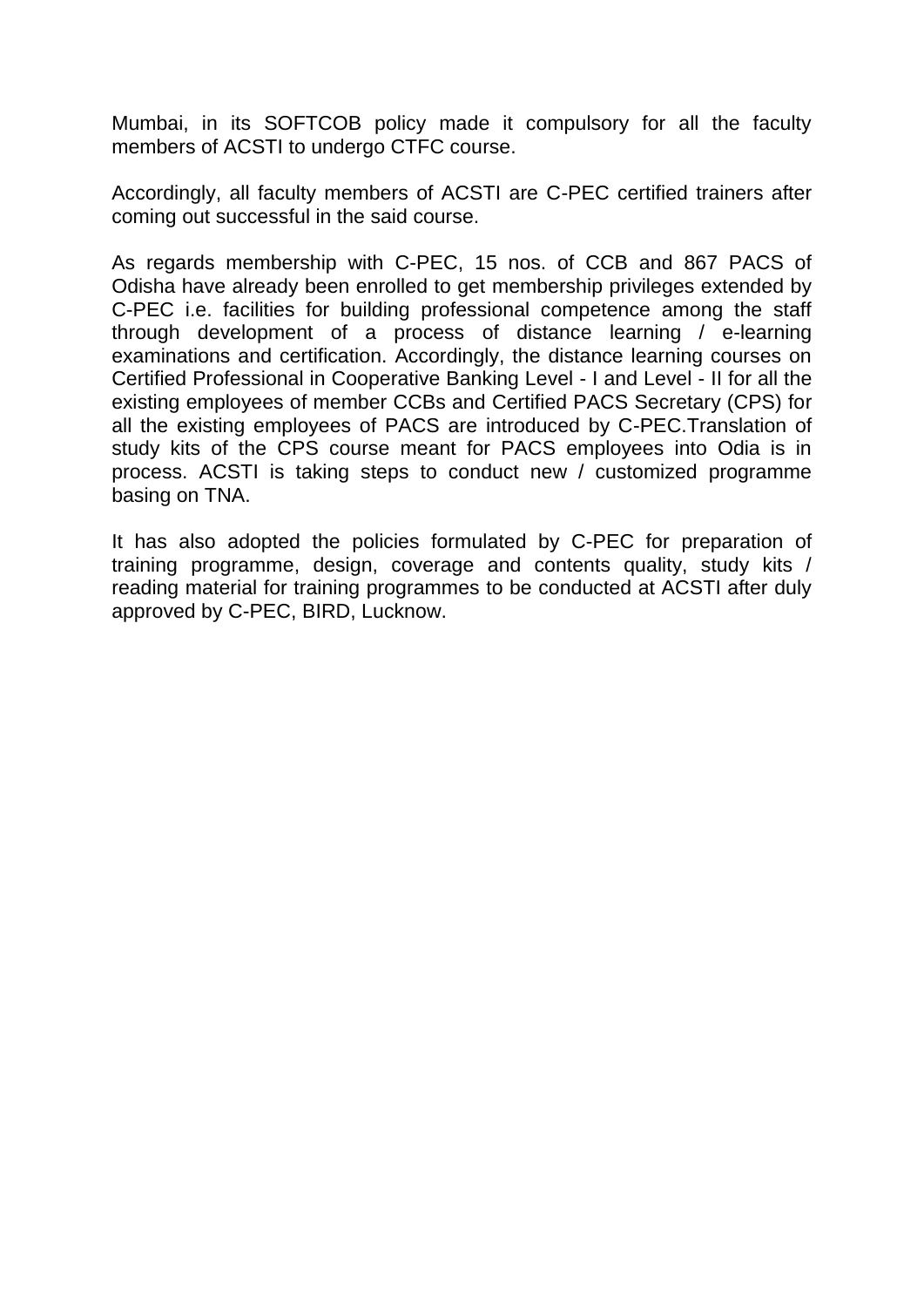Mumbai, in its SOFTCOB policy made it compulsory for all the faculty members of ACSTI to undergo CTFC course.

Accordingly, all faculty members of ACSTI are C-PEC certified trainers after coming out successful in the said course.

As regards membership with C-PEC, 15 nos. of CCB and 867 PACS of Odisha have already been enrolled to get membership privileges extended by C-PEC i.e. facilities for building professional competence among the staff through development of a process of distance learning / e-learning examinations and certification. Accordingly, the distance learning courses on Certified Professional in Cooperative Banking Level - I and Level - II for all the existing employees of member CCBs and Certified PACS Secretary (CPS) for all the existing employees of PACS are introduced by C-PEC.Translation of study kits of the CPS course meant for PACS employees into Odia is in process. ACSTI is taking steps to conduct new / customized programme basing on TNA.

It has also adopted the policies formulated by C-PEC for preparation of training programme, design, coverage and contents quality, study kits / reading material for training programmes to be conducted at ACSTI after duly approved by C-PEC, BIRD, Lucknow.